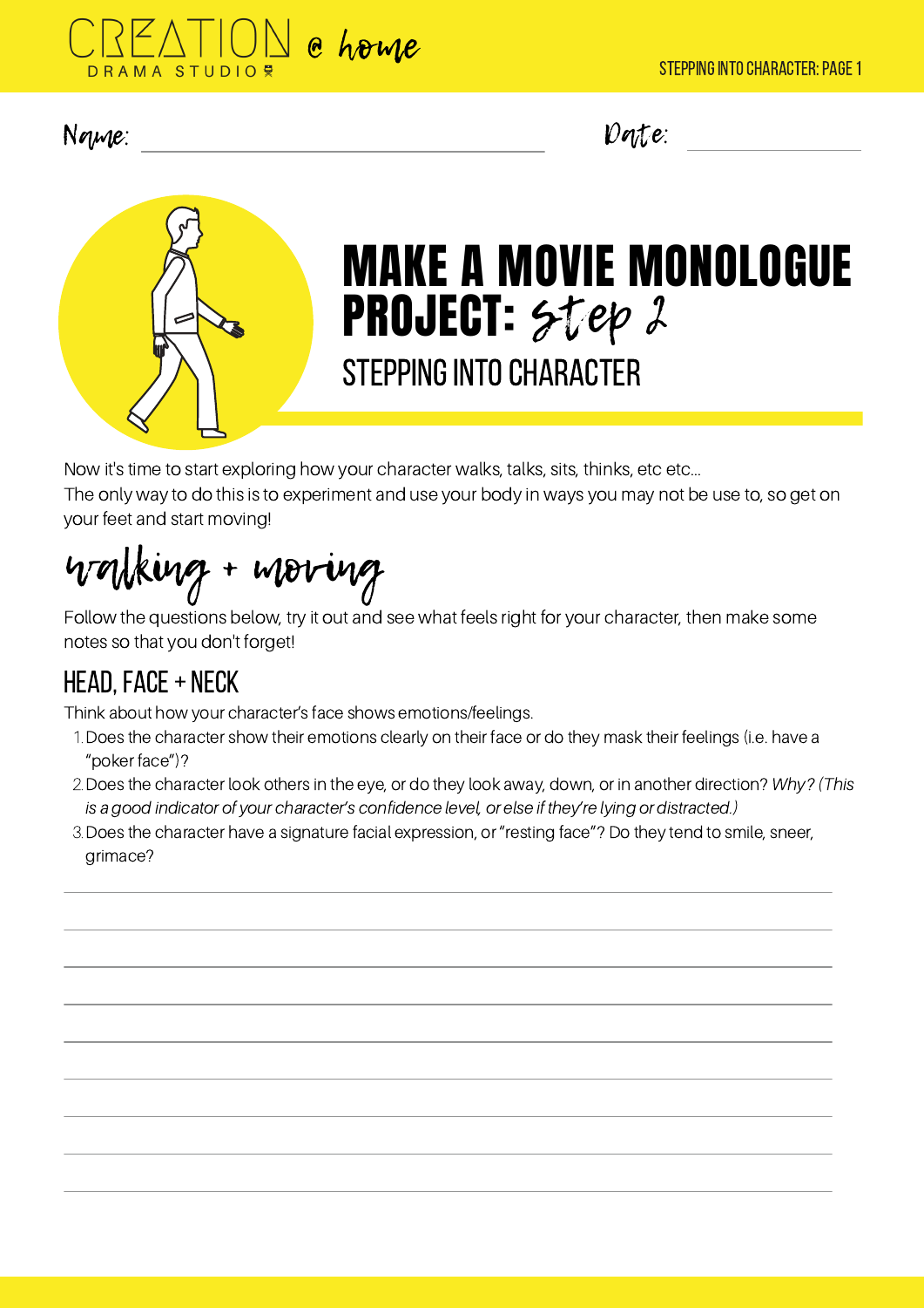CREATION DRAMA STUDIO @ home

Name: ____________________ Date: __________

# MAKE A MOVIE MONOLOGUE PROJECT: *step 2*

## STEPPING INTO CHARACTER

Now it's time to start exploring how your character walks, talks, sits, thinks, etc etc...
The only way to do this is to experiment and use your body in ways you may not be use to, so get on your feet and start moving!

## *walking + moving*

Follow the questions below, try it out and see what feels right for your character, then make some notes so that you don't forget!

### HEAD, FACE + NECK

Think about how your character's face shows emotions/feelings.

1. Does the character show their emotions clearly on their face or do they mask their feelings (i.e. have a "poker face")?
2. Does the character look others in the eye, or do they look away, down, or in another direction? *Why? (This is a good indicator of your character's confidence level, or else if they're lying or distracted.)*
3. Does the character have a signature facial expression, or "resting face"? Do they tend to smile, sneer, grimace?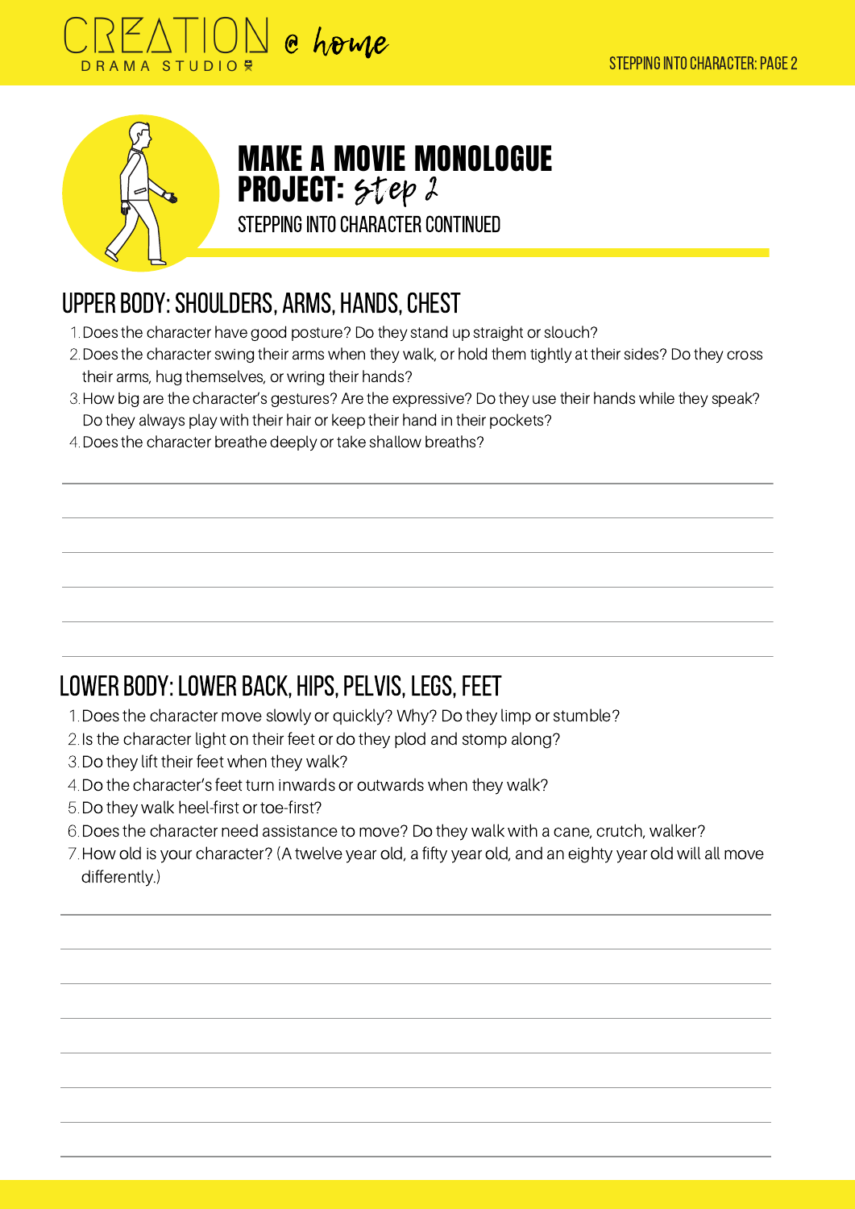# MAKE A MOVIE MONOLOGUE PROJECT: *step 2*

STEPPING INTO CHARACTER CONTINUED

## UPPER BODY: SHOULDERS, ARMS, HANDS, CHEST

1. Does the character have good posture? Do they stand up straight or slouch?
2. Does the character swing their arms when they walk, or hold them tightly at their sides? Do they cross their arms, hug themselves, or wring their hands?
3. How big are the character's gestures? Are the expressive? Do they use their hands while they speak? Do they always play with their hair or keep their hand in their pockets?
4. Does the character breathe deeply or take shallow breaths?

## LOWER BODY: LOWER BACK, HIPS, PELVIS, LEGS, FEET

1. Does the character move slowly or quickly? Why? Do they limp or stumble?
2. Is the character light on their feet or do they plod and stomp along?
3. Do they lift their feet when they walk?
4. Do the character's feet turn inwards or outwards when they walk?
5. Do they walk heel-first or toe-first?
6. Does the character need assistance to move? Do they walk with a cane, crutch, walker?
7. How old is your character? (A twelve year old, a fifty year old, and an eighty year old will all move differently.)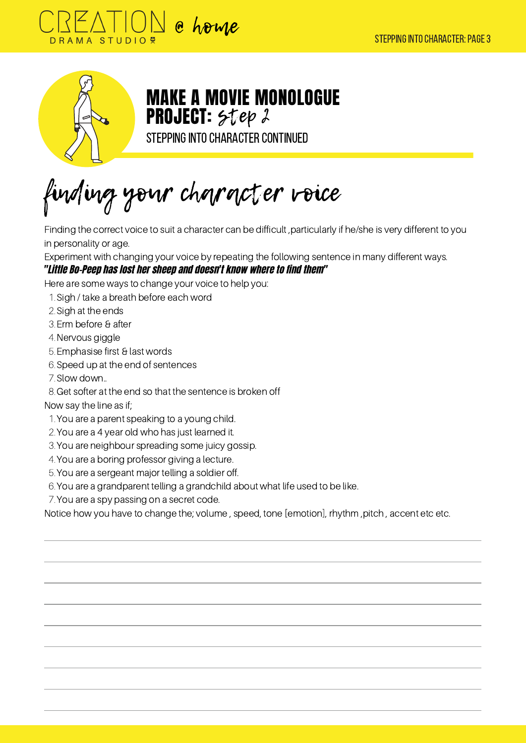# MAKE A MOVIE MONOLOGUE PROJECT: step 2

STEPPING INTO CHARACTER CONTINUED

## finding your character voice

Finding the correct voice to suit a character can be difficult ,particularly if he/she is very different to you in personality or age.

Experiment with changing your voice by repeating the following sentence in many different ways.

***"Little Bo-Peep has lost her sheep and doesn't know where to find them"***

Here are some ways to change your voice to help you:

1. Sigh / take a breath before each word
2. Sigh at the ends
3. Erm before & after
4. Nervous giggle
5. Emphasise first & last words
6. Speed up at the end of sentences
7. Slow down..
8. Get softer at the end so that the sentence is broken off

Now say the line as if;

1. You are a parent speaking to a young child.
2. You are a 4 year old who has just learned it.
3. You are neighbour spreading some juicy gossip.
4. You are a boring professor giving a lecture.
5. You are a sergeant major telling a soldier off.
6. You are a grandparent telling a grandchild about what life used to be like.
7. You are a spy passing on a secret code.

Notice how you have to change the; volume , speed, tone [emotion], rhythm ,pitch , accent etc etc.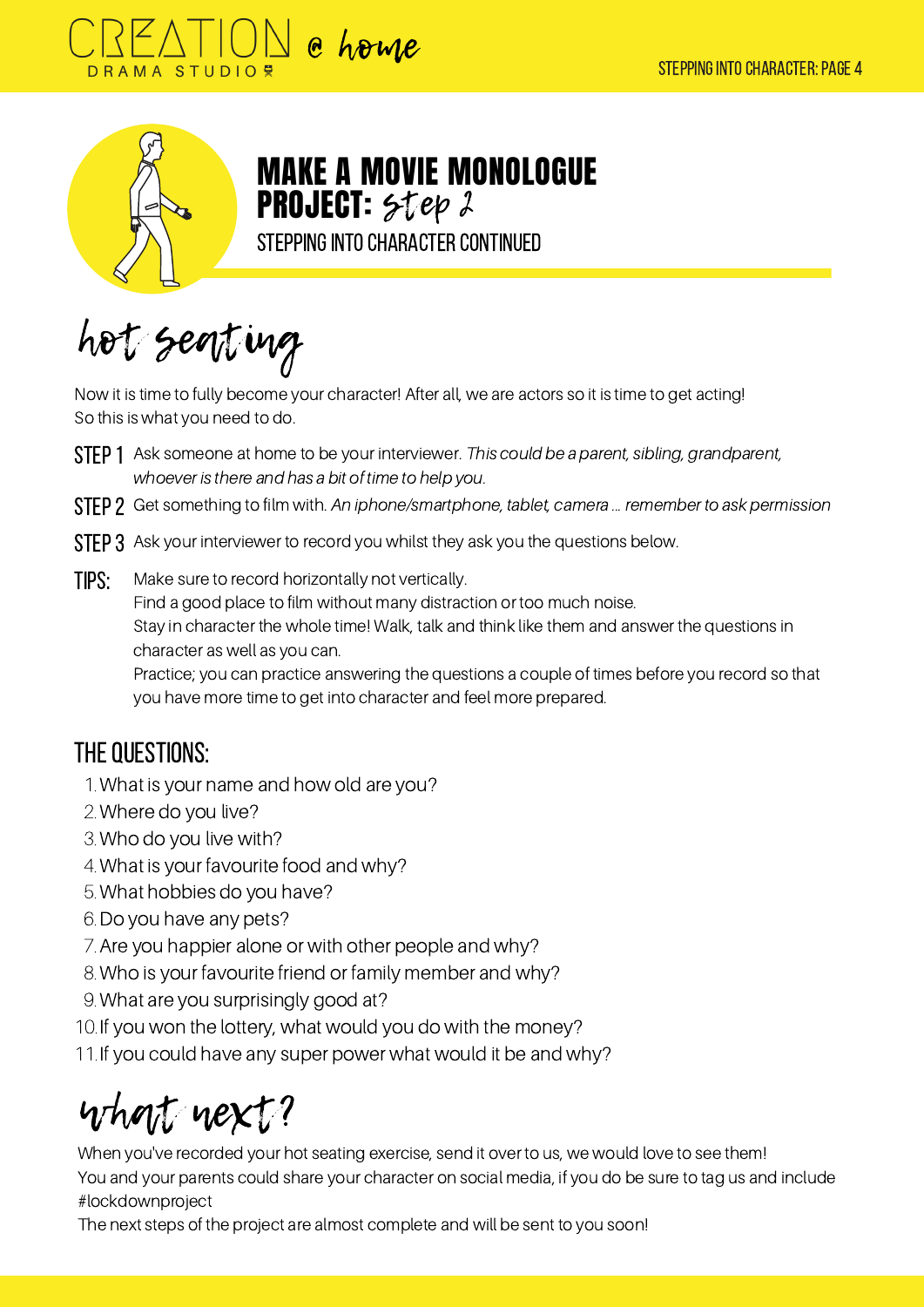# MAKE A MOVIE MONOLOGUE PROJECT: step 2

STEPPING INTO CHARACTER CONTINUED

## hot seating

Now it is time to fully become your character! After all, we are actors so it is time to get acting!
So this is what you need to do.

**STEP 1** Ask someone at home to be your interviewer. *This could be a parent, sibling, grandparent, whoever is there and has a bit of time to help you.*

**STEP 2** Get something to film with. *An iphone/smartphone, tablet, camera ... remember to ask permission*

**STEP 3** Ask your interviewer to record you whilst they ask you the questions below.

**TIPS:** Make sure to record horizontally not vertically.
Find a good place to film without many distraction or too much noise.
Stay in character the whole time! Walk, talk and think like them and answer the questions in character as well as you can.
Practice; you can practice answering the questions a couple of times before you record so that you have more time to get into character and feel more prepared.

### THE QUESTIONS:

1. What is your name and how old are you?
2. Where do you live?
3. Who do you live with?
4. What is your favourite food and why?
5. What hobbies do you have?
6. Do you have any pets?
7. Are you happier alone or with other people and why?
8. Who is your favourite friend or family member and why?
9. What are you surprisingly good at?
10. If you won the lottery, what would you do with the money?
11. If you could have any super power what would it be and why?

## what next?

When you've recorded your hot seating exercise, send it over to us, we would love to see them!
You and your parents could share your character on social media, if you do be sure to tag us and include #lockdownproject
The next steps of the project are almost complete and will be sent to you soon!